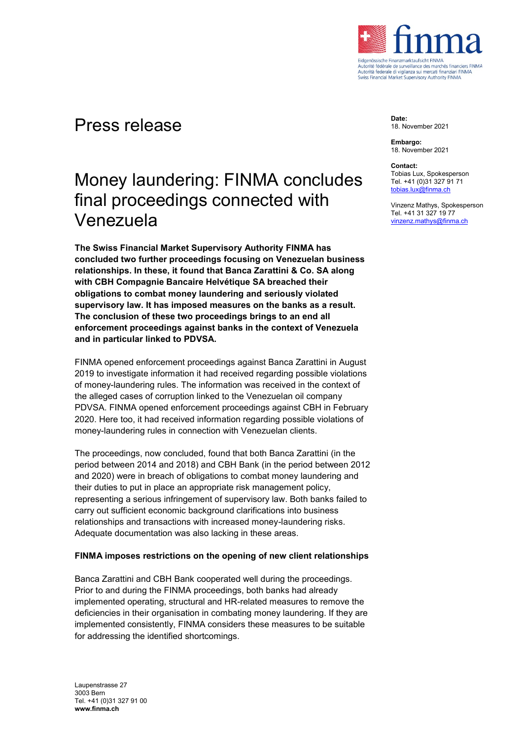# Press release

**Date:**
18. November 2021

**Embargo:**
18. November 2021

**Contact:**
Tobias Lux, Spokesperson
Tel. +41 (0)31 327 91 71
tobias.lux@finma.ch

Vinzenz Mathys, Spokesperson
Tel. +41 31 327 19 77
vinzenz.mathys@finma.ch

## Money laundering: FINMA concludes final proceedings connected with Venezuela

**The Swiss Financial Market Supervisory Authority FINMA has concluded two further proceedings focusing on Venezuelan business relationships. In these, it found that Banca Zarattini & Co. SA along with CBH Compagnie Bancaire Helvétique SA breached their obligations to combat money laundering and seriously violated supervisory law. It has imposed measures on the banks as a result. The conclusion of these two proceedings brings to an end all enforcement proceedings against banks in the context of Venezuela and in particular linked to PDVSA.**

FINMA opened enforcement proceedings against Banca Zarattini in August 2019 to investigate information it had received regarding possible violations of money-laundering rules. The information was received in the context of the alleged cases of corruption linked to the Venezuelan oil company PDVSA. FINMA opened enforcement proceedings against CBH in February 2020. Here too, it had received information regarding possible violations of money-laundering rules in connection with Venezuelan clients.

The proceedings, now concluded, found that both Banca Zarattini (in the period between 2014 and 2018) and CBH Bank (in the period between 2012 and 2020) were in breach of obligations to combat money laundering and their duties to put in place an appropriate risk management policy, representing a serious infringement of supervisory law. Both banks failed to carry out sufficient economic background clarifications into business relationships and transactions with increased money-laundering risks. Adequate documentation was also lacking in these areas.

### FINMA imposes restrictions on the opening of new client relationships

Banca Zarattini and CBH Bank cooperated well during the proceedings. Prior to and during the FINMA proceedings, both banks had already implemented operating, structural and HR-related measures to remove the deficiencies in their organisation in combating money laundering. If they are implemented consistently, FINMA considers these measures to be suitable for addressing the identified shortcomings.

Laupenstrasse 27
3003 Bern
Tel. +41 (0)31 327 91 00
**www.finma.ch**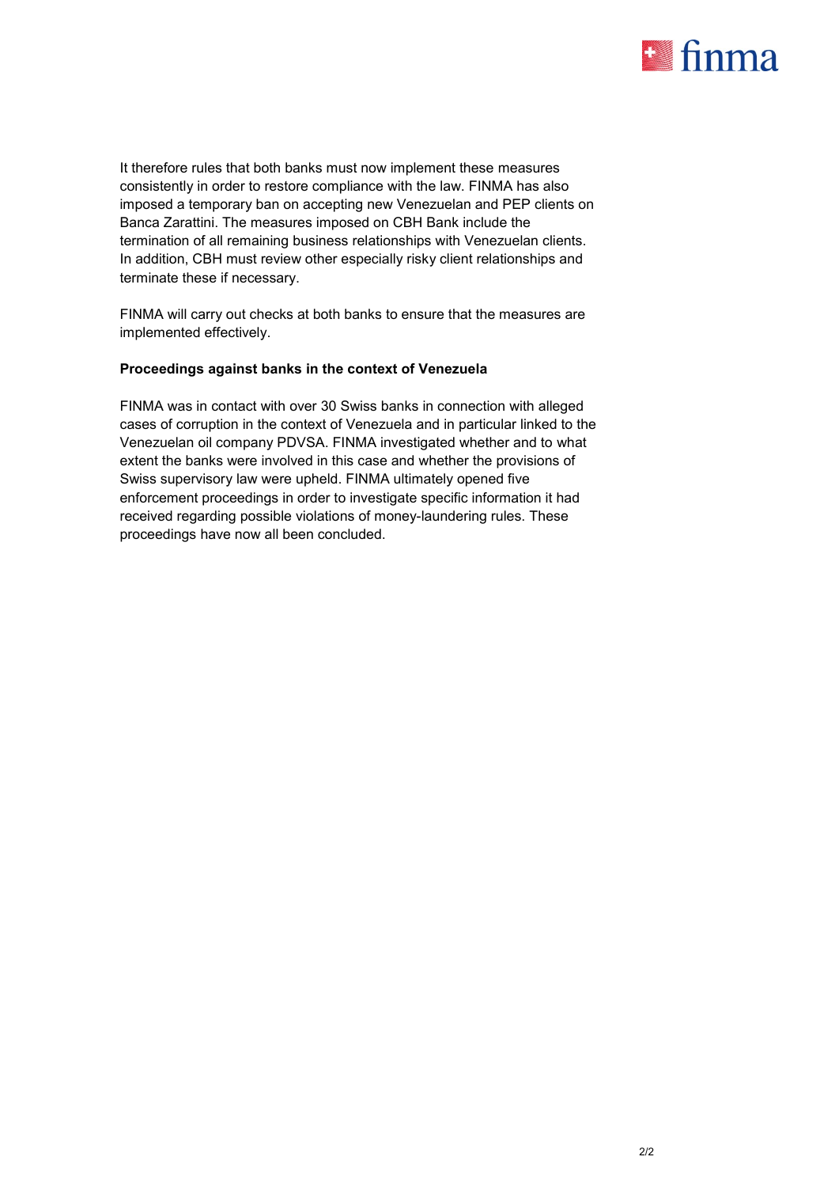It therefore rules that both banks must now implement these measures consistently in order to restore compliance with the law. FINMA has also imposed a temporary ban on accepting new Venezuelan and PEP clients on Banca Zarattini. The measures imposed on CBH Bank include the termination of all remaining business relationships with Venezuelan clients. In addition, CBH must review other especially risky client relationships and terminate these if necessary.

FINMA will carry out checks at both banks to ensure that the measures are implemented effectively.

**Proceedings against banks in the context of Venezuela**

FINMA was in contact with over 30 Swiss banks in connection with alleged cases of corruption in the context of Venezuela and in particular linked to the Venezuelan oil company PDVSA. FINMA investigated whether and to what extent the banks were involved in this case and whether the provisions of Swiss supervisory law were upheld. FINMA ultimately opened five enforcement proceedings in order to investigate specific information it had received regarding possible violations of money-laundering rules. These proceedings have now all been concluded.